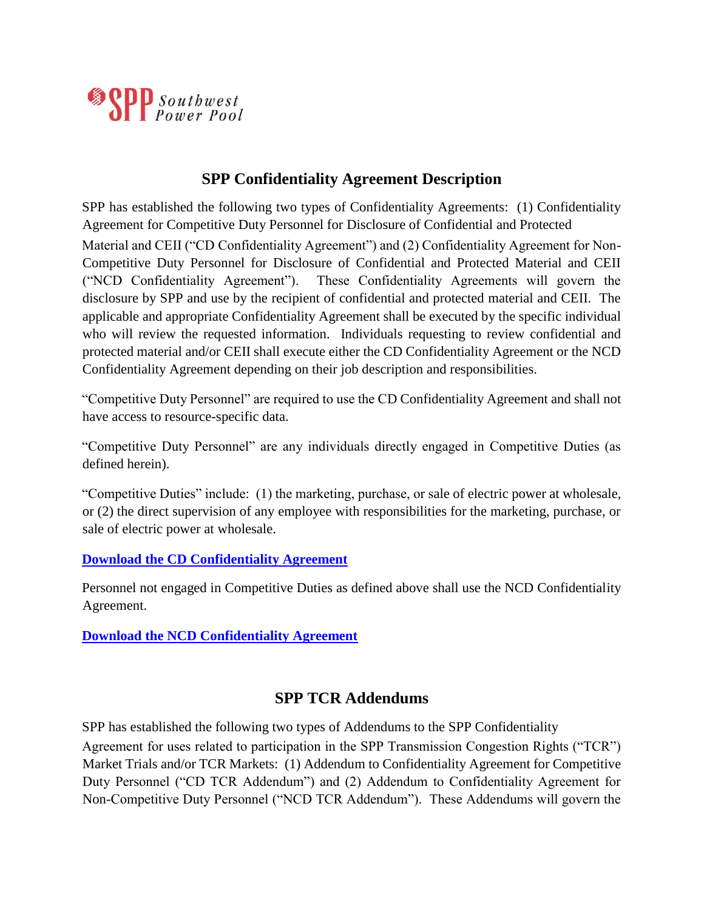SPP Southwest Power Pool

## SPP Confidentiality Agreement Description

SPP has established the following two types of Confidentiality Agreements: (1) Confidentiality Agreement for Competitive Duty Personnel for Disclosure of Confidential and Protected Material and CEII ("CD Confidentiality Agreement") and (2) Confidentiality Agreement for Non-Competitive Duty Personnel for Disclosure of Confidential and Protected Material and CEII ("NCD Confidentiality Agreement"). These Confidentiality Agreements will govern the disclosure by SPP and use by the recipient of confidential and protected material and CEII. The applicable and appropriate Confidentiality Agreement shall be executed by the specific individual who will review the requested information. Individuals requesting to review confidential and protected material and/or CEII shall execute either the CD Confidentiality Agreement or the NCD Confidentiality Agreement depending on their job description and responsibilities.

"Competitive Duty Personnel" are required to use the CD Confidentiality Agreement and shall not have access to resource-specific data.

"Competitive Duty Personnel" are any individuals directly engaged in Competitive Duties (as defined herein).

"Competitive Duties" include: (1) the marketing, purchase, or sale of electric power at wholesale, or (2) the direct supervision of any employee with responsibilities for the marketing, purchase, or sale of electric power at wholesale.

**Download the CD Confidentiality Agreement**

Personnel not engaged in Competitive Duties as defined above shall use the NCD Confidentiality Agreement.

**Download the NCD Confidentiality Agreement**

## SPP TCR Addendums

SPP has established the following two types of Addendums to the SPP Confidentiality Agreement for uses related to participation in the SPP Transmission Congestion Rights ("TCR") Market Trials and/or TCR Markets: (1) Addendum to Confidentiality Agreement for Competitive Duty Personnel ("CD TCR Addendum") and (2) Addendum to Confidentiality Agreement for Non-Competitive Duty Personnel ("NCD TCR Addendum"). These Addendums will govern the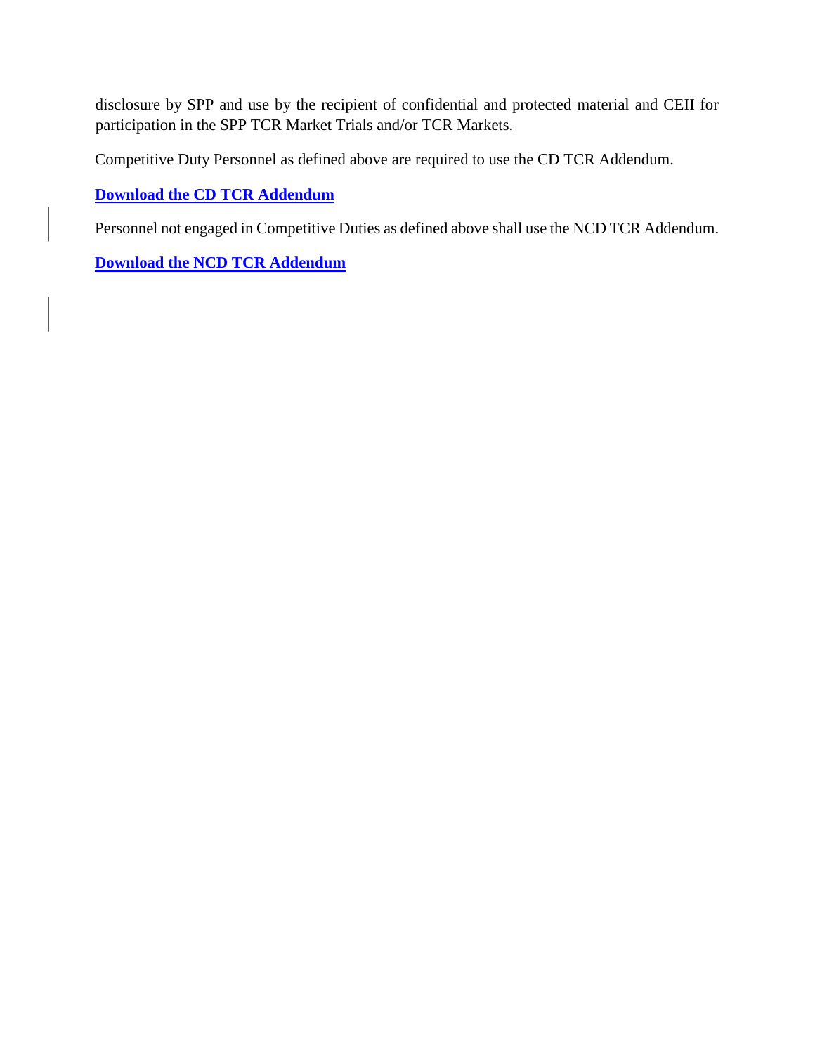disclosure by SPP and use by the recipient of confidential and protected material and CEII for participation in the SPP TCR Market Trials and/or TCR Markets.

Competitive Duty Personnel as defined above are required to use the CD TCR Addendum.

**Download the CD TCR Addendum**

Personnel not engaged in Competitive Duties as defined above shall use the NCD TCR Addendum.

**Download the NCD TCR Addendum**